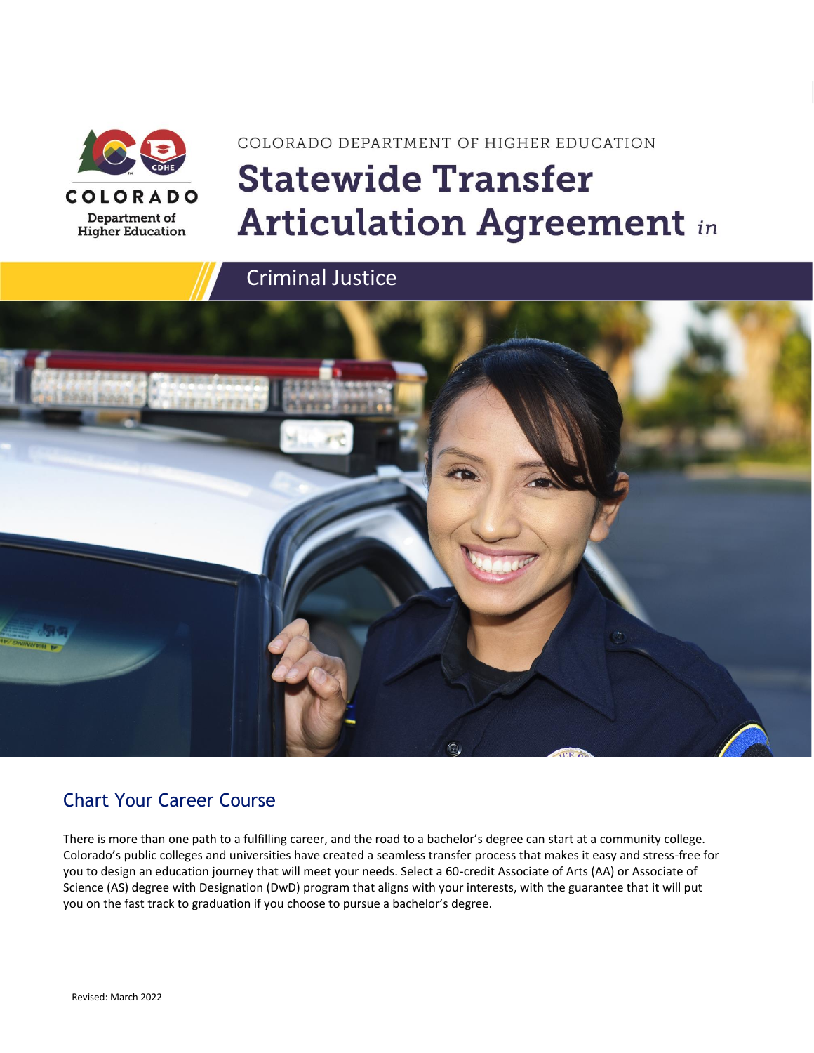COLORADO DEPARTMENT OF HIGHER EDUCATION

# Statewide Transfer Articulation Agreement *in*

## Criminal Justice

## Chart Your Career Course

There is more than one path to a fulfilling career, and the road to a bachelor's degree can start at a community college. Colorado's public colleges and universities have created a seamless transfer process that makes it easy and stress-free for you to design an education journey that will meet your needs. Select a 60-credit Associate of Arts (AA) or Associate of Science (AS) degree with Designation (DwD) program that aligns with your interests, with the guarantee that it will put you on the fast track to graduation if you choose to pursue a bachelor's degree.

Revised: March 2022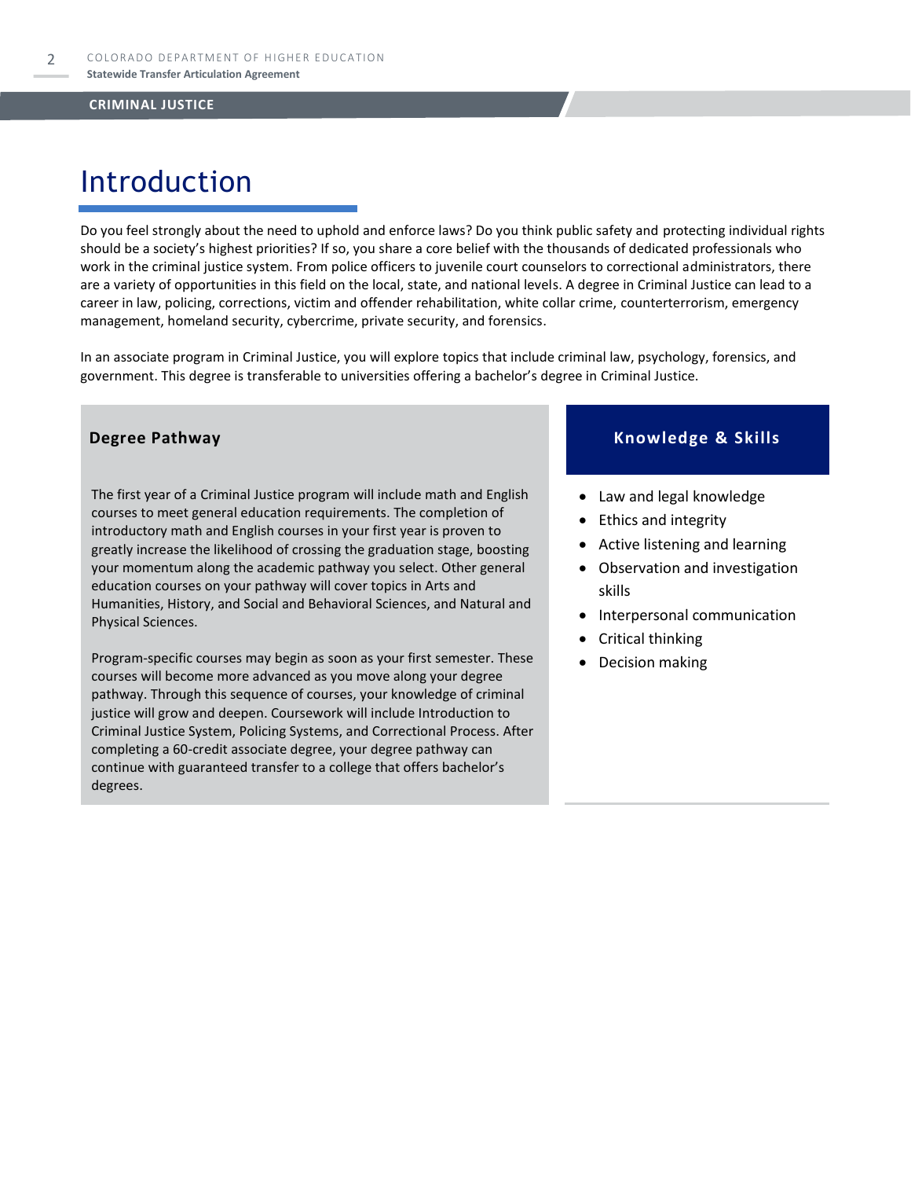# Introduction

Do you feel strongly about the need to uphold and enforce laws? Do you think public safety and protecting individual rights should be a society's highest priorities? If so, you share a core belief with the thousands of dedicated professionals who work in the criminal justice system. From police officers to juvenile court counselors to correctional administrators, there are a variety of opportunities in this field on the local, state, and national levels. A degree in Criminal Justice can lead to a career in law, policing, corrections, victim and offender rehabilitation, white collar crime, counterterrorism, emergency management, homeland security, cybercrime, private security, and forensics.

In an associate program in Criminal Justice, you will explore topics that include criminal law, psychology, forensics, and government. This degree is transferable to universities offering a bachelor's degree in Criminal Justice.

## Degree Pathway

The first year of a Criminal Justice program will include math and English courses to meet general education requirements. The completion of introductory math and English courses in your first year is proven to greatly increase the likelihood of crossing the graduation stage, boosting your momentum along the academic pathway you select. Other general education courses on your pathway will cover topics in Arts and Humanities, History, and Social and Behavioral Sciences, and Natural and Physical Sciences.

Program-specific courses may begin as soon as your first semester. These courses will become more advanced as you move along your degree pathway. Through this sequence of courses, your knowledge of criminal justice will grow and deepen. Coursework will include Introduction to Criminal Justice System, Policing Systems, and Correctional Process. After completing a 60-credit associate degree, your degree pathway can continue with guaranteed transfer to a college that offers bachelor's degrees.

## Knowledge & Skills

- Law and legal knowledge
- Ethics and integrity
- Active listening and learning
- Observation and investigation skills
- Interpersonal communication
- Critical thinking
- Decision making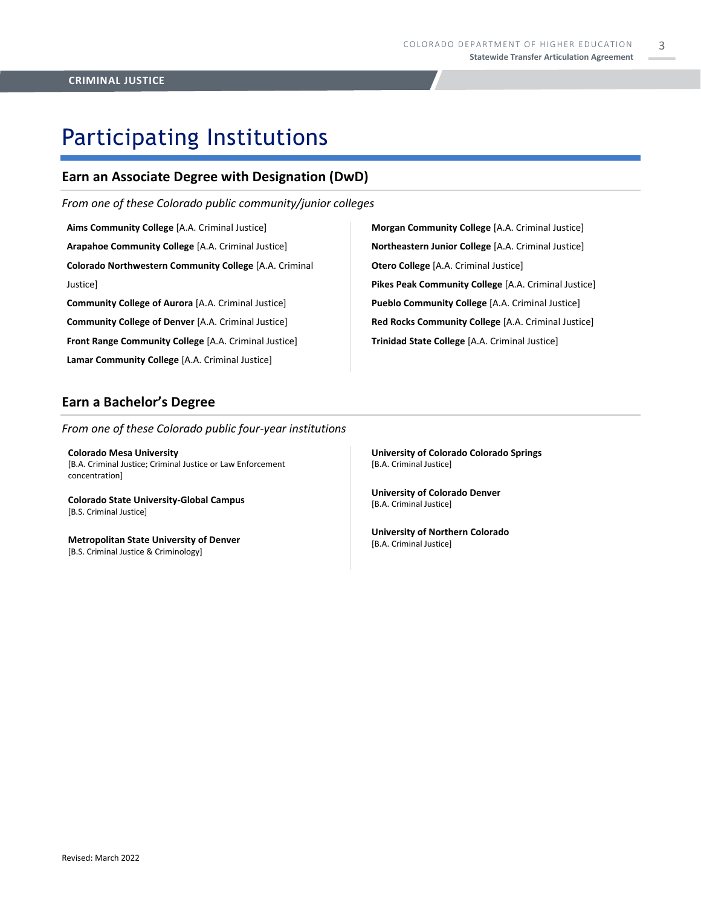# Participating Institutions

## Earn an Associate Degree with Designation (DwD)

*From one of these Colorado public community/junior colleges*

**Aims Community College** [A.A. Criminal Justice]

**Arapahoe Community College** [A.A. Criminal Justice]

**Colorado Northwestern Community College** [A.A. Criminal Justice]

**Community College of Aurora** [A.A. Criminal Justice]

**Community College of Denver** [A.A. Criminal Justice]

**Front Range Community College** [A.A. Criminal Justice]

**Lamar Community College** [A.A. Criminal Justice]

**Morgan Community College** [A.A. Criminal Justice]

**Northeastern Junior College** [A.A. Criminal Justice]

**Otero College** [A.A. Criminal Justice]

**Pikes Peak Community College** [A.A. Criminal Justice]

**Pueblo Community College** [A.A. Criminal Justice]

**Red Rocks Community College** [A.A. Criminal Justice]

**Trinidad State College** [A.A. Criminal Justice]

## Earn a Bachelor's Degree

*From one of these Colorado public four-year institutions*

**Colorado Mesa University**
[B.A. Criminal Justice; Criminal Justice or Law Enforcement concentration]

**Colorado State University-Global Campus**
[B.S. Criminal Justice]

**Metropolitan State University of Denver**
[B.S. Criminal Justice & Criminology]

**University of Colorado Colorado Springs**
[B.A. Criminal Justice]

**University of Colorado Denver**
[B.A. Criminal Justice]

**University of Northern Colorado**
[B.A. Criminal Justice]

Revised: March 2022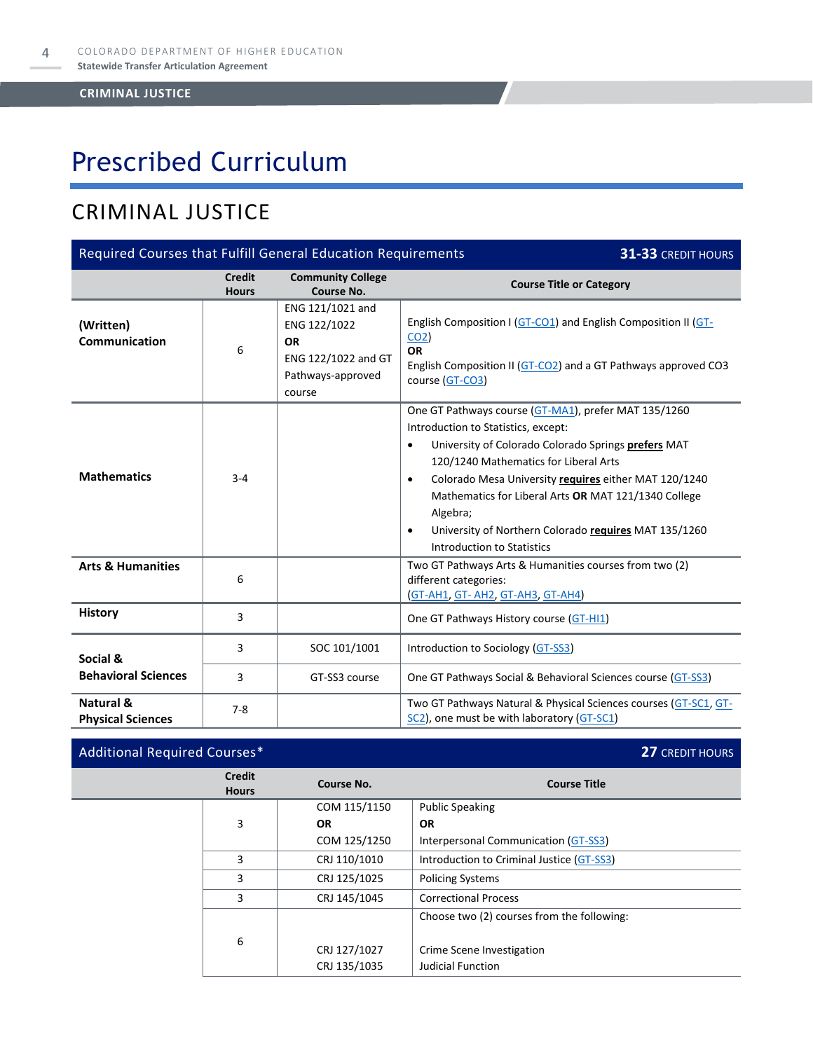# Prescribed Curriculum

## CRIMINAL JUSTICE

| Required Courses that Fulfill General Education Requirements | | | 31-33 CREDIT HOURS |
|---|---|---|---|
| | **Credit Hours** | **Community College Course No.** | **Course Title or Category** |
| **(Written) Communication** | 6 | ENG 121/1021 and ENG 122/1022 **OR** ENG 122/1022 and GT Pathways-approved course | English Composition I (GT-CO1) and English Composition II (GT-CO2) **OR** English Composition II (GT-CO2) and a GT Pathways approved CO3 course (GT-CO3) |
| **Mathematics** | 3-4 | | One GT Pathways course (GT-MA1), prefer MAT 135/1260 Introduction to Statistics, except: <br>• University of Colorado Colorado Springs **prefers** MAT 120/1240 Mathematics for Liberal Arts <br>• Colorado Mesa University **requires** either MAT 120/1240 Mathematics for Liberal Arts **OR** MAT 121/1340 College Algebra; <br>• University of Northern Colorado **requires** MAT 135/1260 Introduction to Statistics |
| **Arts & Humanities** | 6 | | Two GT Pathways Arts & Humanities courses from two (2) different categories: (GT-AH1, GT- AH2, GT-AH3, GT-AH4) |
| **History** | 3 | | One GT Pathways History course (GT-HI1) |
| **Social & Behavioral Sciences** | 3 | SOC 101/1001 | Introduction to Sociology (GT-SS3) |
| | 3 | GT-SS3 course | One GT Pathways Social & Behavioral Sciences course (GT-SS3) |
| **Natural & Physical Sciences** | 7-8 | | Two GT Pathways Natural & Physical Sciences courses (GT-SC1, GT-SC2), one must be with laboratory (GT-SC1) |

| Additional Required Courses* | | | 27 CREDIT HOURS |
|---|---|---|---|
| | **Credit Hours** | **Course No.** | **Course Title** |
| | 3 | COM 115/1150 **OR** COM 125/1250 | Public Speaking **OR** Interpersonal Communication (GT-SS3) |
| | 3 | CRJ 110/1010 | Introduction to Criminal Justice (GT-SS3) |
| | 3 | CRJ 125/1025 | Policing Systems |
| | 3 | CRJ 145/1045 | Correctional Process |
| | 6 | CRJ 127/1027 <br>CRJ 135/1035 | Choose two (2) courses from the following: <br>Crime Scene Investigation <br>Judicial Function |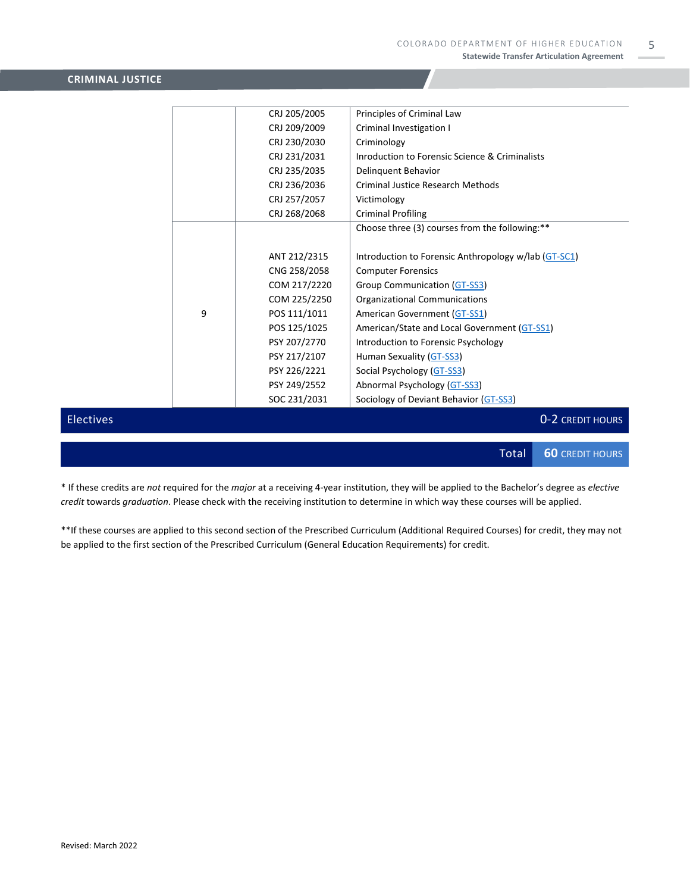## CRIMINAL JUSTICE

| | | |
|---|---|---|
| | CRJ 205/2005 | Principles of Criminal Law |
| | CRJ 209/2009 | Criminal Investigation I |
| | CRJ 230/2030 | Criminology |
| | CRJ 231/2031 | Inroduction to Forensic Science & Criminalists |
| | CRJ 235/2035 | Delinquent Behavior |
| | CRJ 236/2036 | Criminal Justice Research Methods |
| | CRJ 257/2057 | Victimology |
| | CRJ 268/2068 | Criminal Profiling |
| 9 | | Choose three (3) courses from the following:** |
| | ANT 212/2315 | Introduction to Forensic Anthropology w/lab (GT-SC1) |
| | CNG 258/2058 | Computer Forensics |
| | COM 217/2220 | Group Communication (GT-SS3) |
| | COM 225/2250 | Organizational Communications |
| | POS 111/1011 | American Government (GT-SS1) |
| | POS 125/1025 | American/State and Local Government (GT-SS1) |
| | PSY 207/2770 | Introduction to Forensic Psychology |
| | PSY 217/2107 | Human Sexuality (GT-SS3) |
| | PSY 226/2221 | Social Psychology (GT-SS3) |
| | PSY 249/2552 | Abnormal Psychology (GT-SS3) |
| | SOC 231/2031 | Sociology of Deviant Behavior (GT-SS3) |

**Electives** — 0-2 CREDIT HOURS

**Total** — 60 CREDIT HOURS

\* If these credits are *not* required for the *major* at a receiving 4-year institution, they will be applied to the Bachelor's degree as *elective credit* towards *graduation*. Please check with the receiving institution to determine in which way these courses will be applied.

**If these courses are applied to this second section of the Prescribed Curriculum (Additional Required Courses) for credit, they may not be applied to the first section of the Prescribed Curriculum (General Education Requirements) for credit.

Revised: March 2022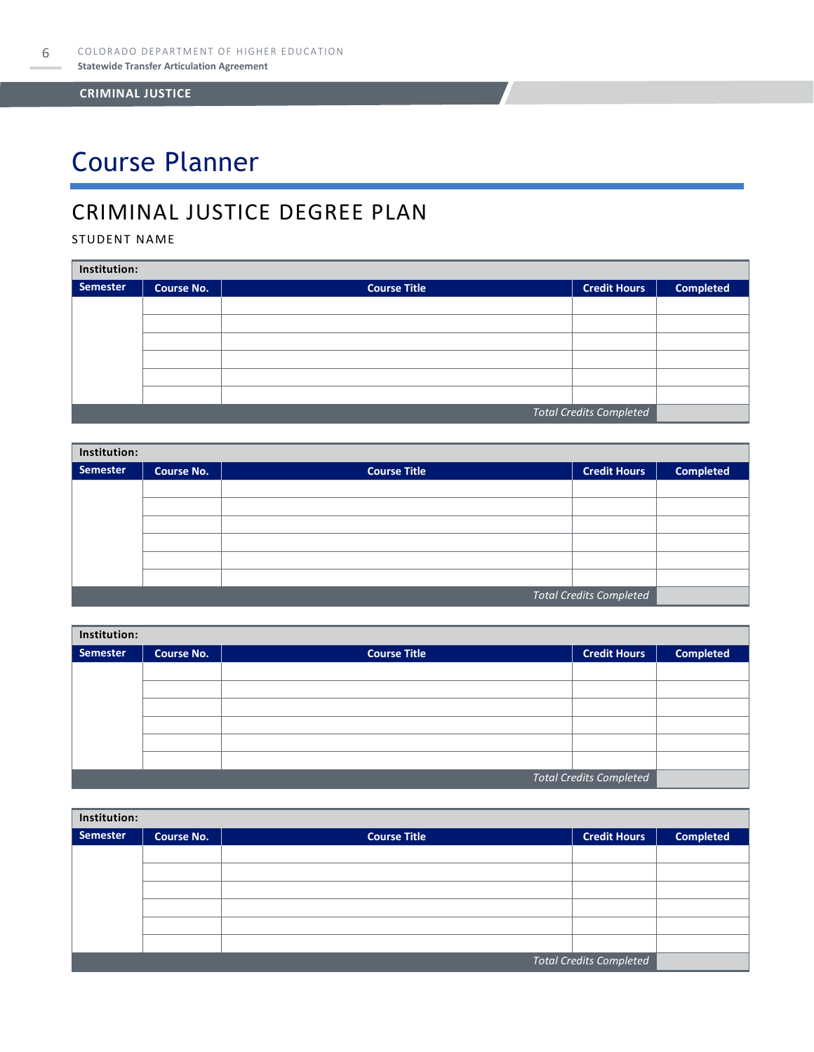# Course Planner

## CRIMINAL JUSTICE DEGREE PLAN

STUDENT NAME

| Institution: | | | | |
|---|---|---|---|---|
| **Semester** | **Course No.** | **Course Title** | **Credit Hours** | **Completed** |
| | | | | |
| | | | | |
| | | | | |
| | | | | |
| | | | | |
| | | | | |
| | | | *Total Credits Completed* | |

| Institution: | | | | |
|---|---|---|---|---|
| **Semester** | **Course No.** | **Course Title** | **Credit Hours** | **Completed** |
| | | | | |
| | | | | |
| | | | | |
| | | | | |
| | | | | |
| | | | | |
| | | | *Total Credits Completed* | |

| Institution: | | | | |
|---|---|---|---|---|
| **Semester** | **Course No.** | **Course Title** | **Credit Hours** | **Completed** |
| | | | | |
| | | | | |
| | | | | |
| | | | | |
| | | | | |
| | | | | |
| | | | *Total Credits Completed* | |

| Institution: | | | | |
|---|---|---|---|---|
| **Semester** | **Course No.** | **Course Title** | **Credit Hours** | **Completed** |
| | | | | |
| | | | | |
| | | | | |
| | | | | |
| | | | | |
| | | | | |
| | | | *Total Credits Completed* | |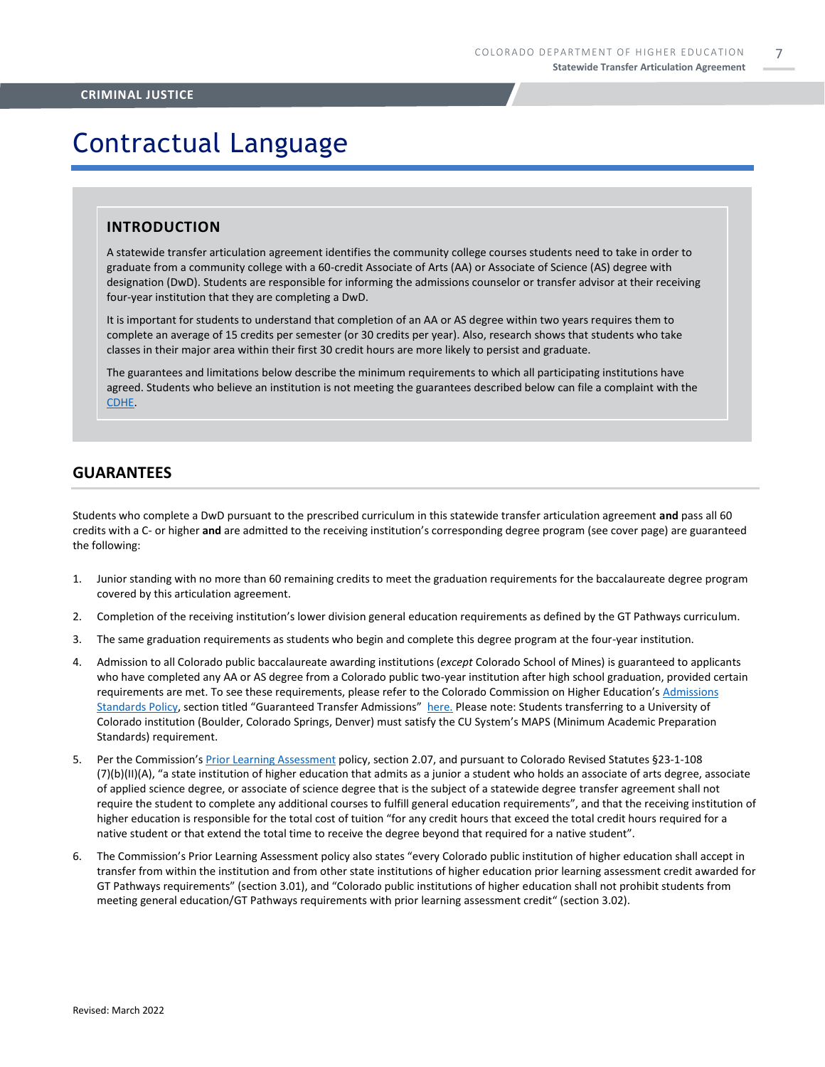# Contractual Language

## INTRODUCTION

A statewide transfer articulation agreement identifies the community college courses students need to take in order to graduate from a community college with a 60-credit Associate of Arts (AA) or Associate of Science (AS) degree with designation (DwD). Students are responsible for informing the admissions counselor or transfer advisor at their receiving four-year institution that they are completing a DwD.

It is important for students to understand that completion of an AA or AS degree within two years requires them to complete an average of 15 credits per semester (or 30 credits per year). Also, research shows that students who take classes in their major area within their first 30 credit hours are more likely to persist and graduate.

The guarantees and limitations below describe the minimum requirements to which all participating institutions have agreed. Students who believe an institution is not meeting the guarantees described below can file a complaint with the CDHE.

## GUARANTEES

Students who complete a DwD pursuant to the prescribed curriculum in this statewide transfer articulation agreement **and** pass all 60 credits with a C- or higher **and** are admitted to the receiving institution's corresponding degree program (see cover page) are guaranteed the following:

1. Junior standing with no more than 60 remaining credits to meet the graduation requirements for the baccalaureate degree program covered by this articulation agreement.
2. Completion of the receiving institution's lower division general education requirements as defined by the GT Pathways curriculum.
3. The same graduation requirements as students who begin and complete this degree program at the four-year institution.
4. Admission to all Colorado public baccalaureate awarding institutions (*except* Colorado School of Mines) is guaranteed to applicants who have completed any AA or AS degree from a Colorado public two-year institution after high school graduation, provided certain requirements are met. To see these requirements, please refer to the Colorado Commission on Higher Education's Admissions Standards Policy, section titled "Guaranteed Transfer Admissions" here. Please note: Students transferring to a University of Colorado institution (Boulder, Colorado Springs, Denver) must satisfy the CU System's MAPS (Minimum Academic Preparation Standards) requirement.
5. Per the Commission's Prior Learning Assessment policy, section 2.07, and pursuant to Colorado Revised Statutes §23-1-108 (7)(b)(II)(A), "a state institution of higher education that admits as a junior a student who holds an associate of arts degree, associate of applied science degree, or associate of science degree that is the subject of a statewide degree transfer agreement shall not require the student to complete any additional courses to fulfill general education requirements", and that the receiving institution of higher education is responsible for the total cost of tuition "for any credit hours that exceed the total credit hours required for a native student or that extend the total time to receive the degree beyond that required for a native student".
6. The Commission's Prior Learning Assessment policy also states "every Colorado public institution of higher education shall accept in transfer from within the institution and from other state institutions of higher education prior learning assessment credit awarded for GT Pathways requirements" (section 3.01), and "Colorado public institutions of higher education shall not prohibit students from meeting general education/GT Pathways requirements with prior learning assessment credit" (section 3.02).

Revised: March 2022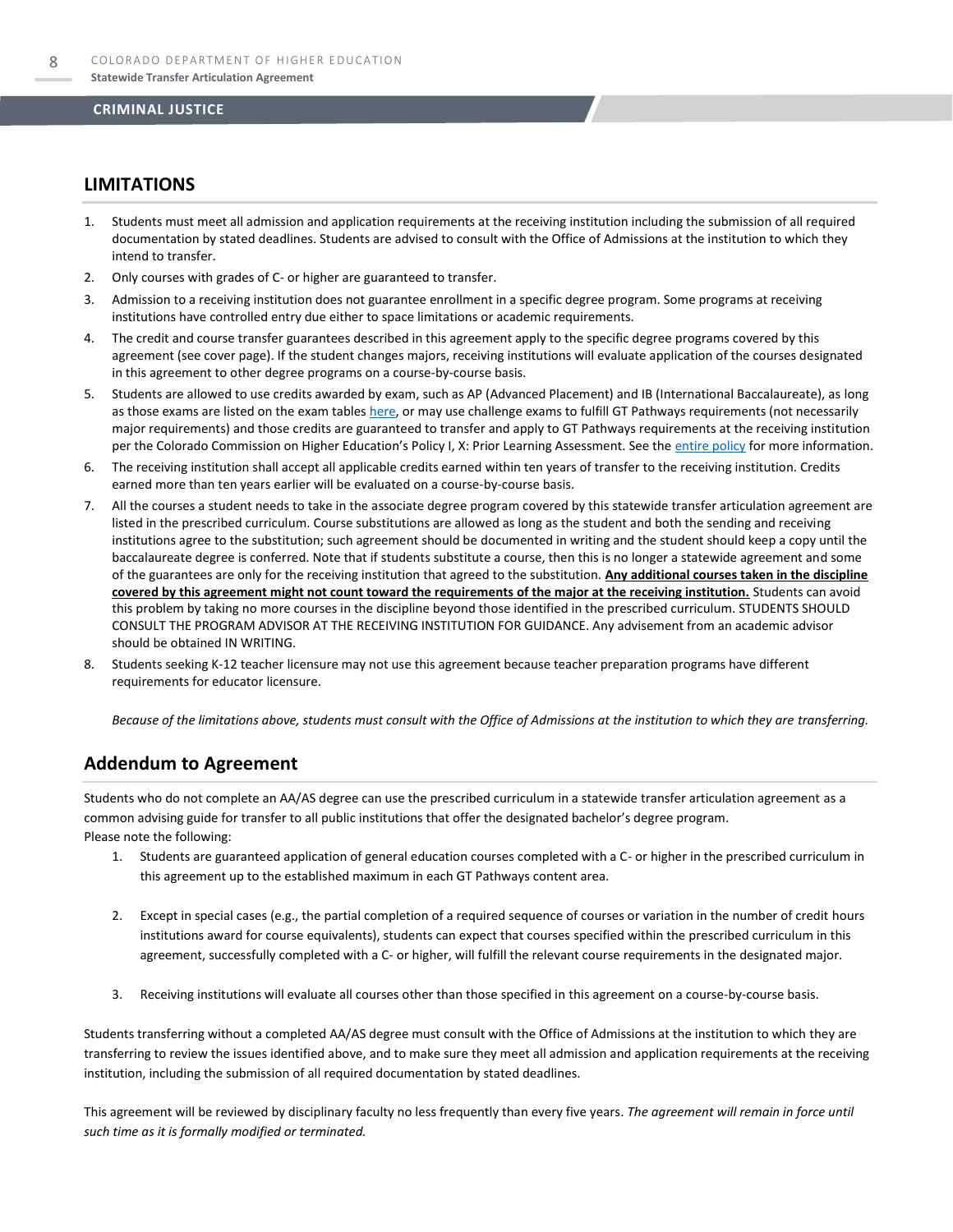## LIMITATIONS

1. Students must meet all admission and application requirements at the receiving institution including the submission of all required documentation by stated deadlines. Students are advised to consult with the Office of Admissions at the institution to which they intend to transfer.
2. Only courses with grades of C- or higher are guaranteed to transfer.
3. Admission to a receiving institution does not guarantee enrollment in a specific degree program. Some programs at receiving institutions have controlled entry due either to space limitations or academic requirements.
4. The credit and course transfer guarantees described in this agreement apply to the specific degree programs covered by this agreement (see cover page). If the student changes majors, receiving institutions will evaluate application of the courses designated in this agreement to other degree programs on a course-by-course basis.
5. Students are allowed to use credits awarded by exam, such as AP (Advanced Placement) and IB (International Baccalaureate), as long as those exams are listed on the exam tables here, or may use challenge exams to fulfill GT Pathways requirements (not necessarily major requirements) and those credits are guaranteed to transfer and apply to GT Pathways requirements at the receiving institution per the Colorado Commission on Higher Education's Policy I, X: Prior Learning Assessment. See the entire policy for more information.
6. The receiving institution shall accept all applicable credits earned within ten years of transfer to the receiving institution. Credits earned more than ten years earlier will be evaluated on a course-by-course basis.
7. All the courses a student needs to take in the associate degree program covered by this statewide transfer articulation agreement are listed in the prescribed curriculum. Course substitutions are allowed as long as the student and both the sending and receiving institutions agree to the substitution; such agreement should be documented in writing and the student should keep a copy until the baccalaureate degree is conferred. Note that if students substitute a course, then this is no longer a statewide agreement and some of the guarantees are only for the receiving institution that agreed to the substitution. **Any additional courses taken in the discipline covered by this agreement might not count toward the requirements of the major at the receiving institution.** Students can avoid this problem by taking no more courses in the discipline beyond those identified in the prescribed curriculum. STUDENTS SHOULD CONSULT THE PROGRAM ADVISOR AT THE RECEIVING INSTITUTION FOR GUIDANCE. Any advisement from an academic advisor should be obtained IN WRITING.
8. Students seeking K-12 teacher licensure may not use this agreement because teacher preparation programs have different requirements for educator licensure.

*Because of the limitations above, students must consult with the Office of Admissions at the institution to which they are transferring.*

## Addendum to Agreement

Students who do not complete an AA/AS degree can use the prescribed curriculum in a statewide transfer articulation agreement as a common advising guide for transfer to all public institutions that offer the designated bachelor's degree program.
Please note the following:

1. Students are guaranteed application of general education courses completed with a C- or higher in the prescribed curriculum in this agreement up to the established maximum in each GT Pathways content area.
2. Except in special cases (e.g., the partial completion of a required sequence of courses or variation in the number of credit hours institutions award for course equivalents), students can expect that courses specified within the prescribed curriculum in this agreement, successfully completed with a C- or higher, will fulfill the relevant course requirements in the designated major.
3. Receiving institutions will evaluate all courses other than those specified in this agreement on a course-by-course basis.

Students transferring without a completed AA/AS degree must consult with the Office of Admissions at the institution to which they are transferring to review the issues identified above, and to make sure they meet all admission and application requirements at the receiving institution, including the submission of all required documentation by stated deadlines.

This agreement will be reviewed by disciplinary faculty no less frequently than every five years. *The agreement will remain in force until such time as it is formally modified or terminated.*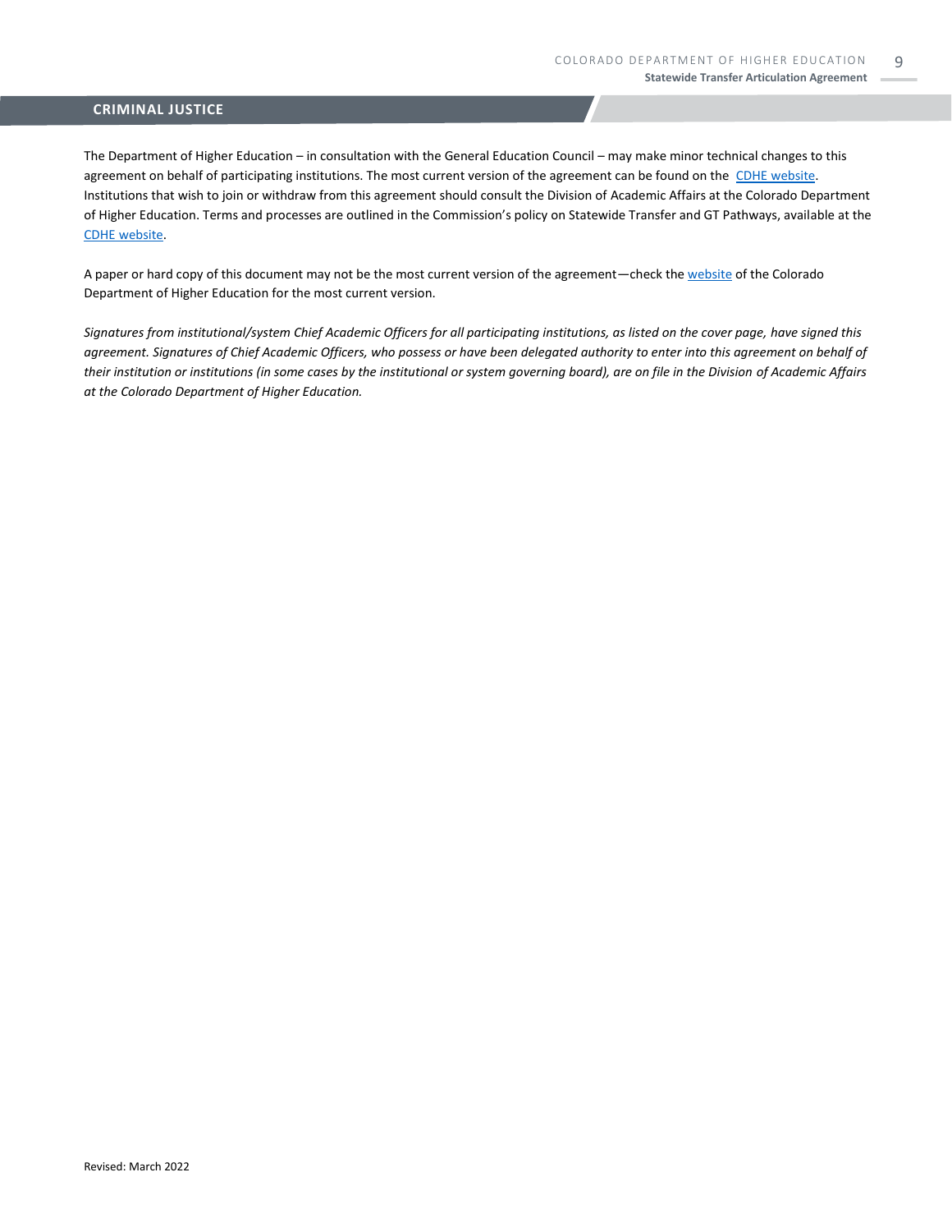## CRIMINAL JUSTICE

The Department of Higher Education – in consultation with the General Education Council – may make minor technical changes to this agreement on behalf of participating institutions. The most current version of the agreement can be found on the CDHE website. Institutions that wish to join or withdraw from this agreement should consult the Division of Academic Affairs at the Colorado Department of Higher Education. Terms and processes are outlined in the Commission's policy on Statewide Transfer and GT Pathways, available at the CDHE website.

A paper or hard copy of this document may not be the most current version of the agreement—check the website of the Colorado Department of Higher Education for the most current version.

*Signatures from institutional/system Chief Academic Officers for all participating institutions, as listed on the cover page, have signed this agreement. Signatures of Chief Academic Officers, who possess or have been delegated authority to enter into this agreement on behalf of their institution or institutions (in some cases by the institutional or system governing board), are on file in the Division of Academic Affairs at the Colorado Department of Higher Education.*

Revised: March 2022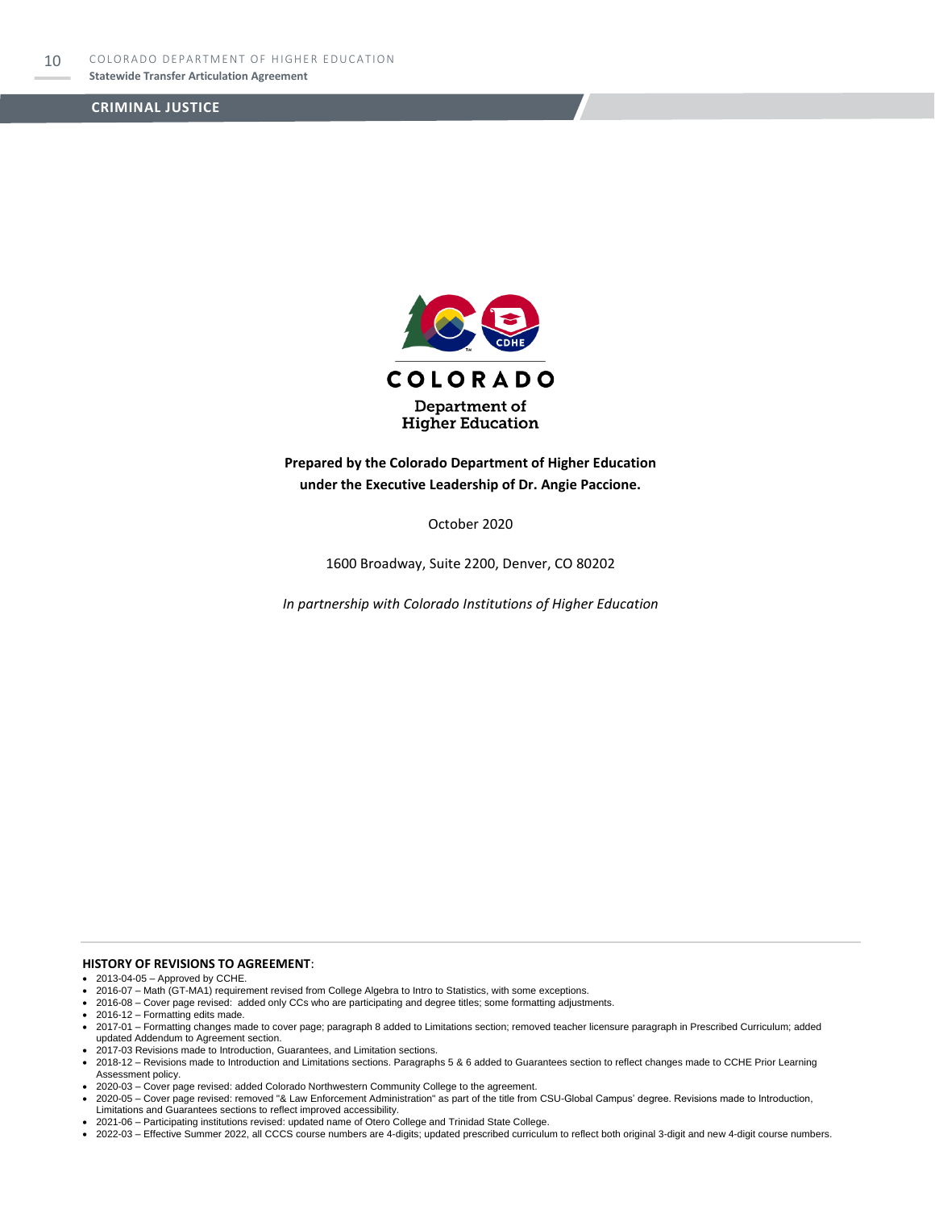COLORADO

Department of
Higher Education

**Prepared by the Colorado Department of Higher Education under the Executive Leadership of Dr. Angie Paccione.**

October 2020

1600 Broadway, Suite 2200, Denver, CO 80202

*In partnership with Colorado Institutions of Higher Education*

**HISTORY OF REVISIONS TO AGREEMENT**:

- 2013-04-05 – Approved by CCHE.
- 2016-07 – Math (GT-MA1) requirement revised from College Algebra to Intro to Statistics, with some exceptions.
- 2016-08 – Cover page revised: added only CCs who are participating and degree titles; some formatting adjustments.
- 2016-12 – Formatting edits made.
- 2017-01 – Formatting changes made to cover page; paragraph 8 added to Limitations section; removed teacher licensure paragraph in Prescribed Curriculum; added updated Addendum to Agreement section.
- 2017-03 Revisions made to Introduction, Guarantees, and Limitation sections.
- 2018-12 – Revisions made to Introduction and Limitations sections. Paragraphs 5 & 6 added to Guarantees section to reflect changes made to CCHE Prior Learning Assessment policy.
- 2020-03 – Cover page revised: added Colorado Northwestern Community College to the agreement.
- 2020-05 – Cover page revised: removed "& Law Enforcement Administration" as part of the title from CSU-Global Campus' degree. Revisions made to Introduction, Limitations and Guarantees sections to reflect improved accessibility.
- 2021-06 – Participating institutions revised: updated name of Otero College and Trinidad State College.
- 2022-03 – Effective Summer 2022, all CCCS course numbers are 4-digits; updated prescribed curriculum to reflect both original 3-digit and new 4-digit course numbers.